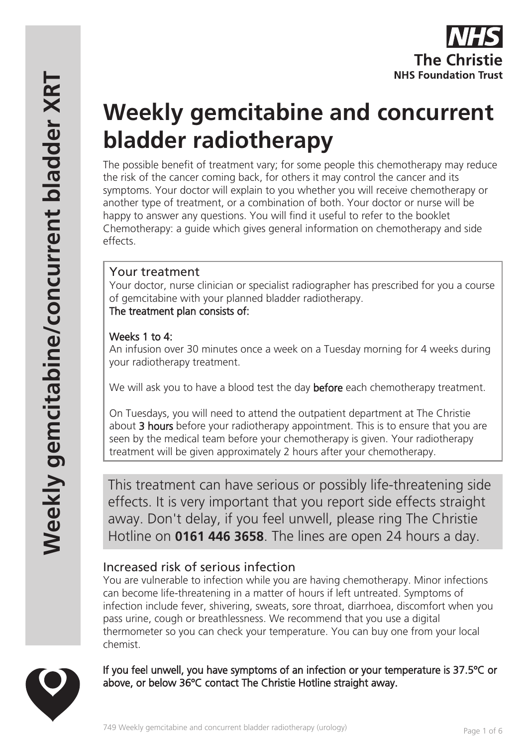# Weekly gemcitabine and concurrent bladder radiotherapy

The possible benefit of treatment vary; for some people this chemotherapy may reduce the risk of the cancer coming back, for others it may control the cancer and its symptoms. Your doctor will explain to you whether you will receive chemotherapy or another type of treatment, or a combination of both. Your doctor or nurse will be happy to answer any questions. You will find it useful to refer to the booklet Chemotherapy: a guide which gives general information on chemotherapy and side effects.

## Your treatment

Your doctor, nurse clinician or specialist radiographer has prescribed for you a course of gemcitabine with your planned bladder radiotherapy.

**The treatment plan consists of:**

**Weeks 1 to 4:**
An infusion over 30 minutes once a week on a Tuesday morning for 4 weeks during your radiotherapy treatment.

We will ask you to have a blood test the day **before** each chemotherapy treatment.

On Tuesdays, you will need to attend the outpatient department at The Christie about **3 hours** before your radiotherapy appointment. This is to ensure that you are seen by the medical team before your chemotherapy is given. Your radiotherapy treatment will be given approximately 2 hours after your chemotherapy.

This treatment can have serious or possibly life-threatening side effects. It is very important that you report side effects straight away. Don't delay, if you feel unwell, please ring The Christie Hotline on **0161 446 3658**. The lines are open 24 hours a day.

## Increased risk of serious infection

You are vulnerable to infection while you are having chemotherapy. Minor infections can become life-threatening in a matter of hours if left untreated. Symptoms of infection include fever, shivering, sweats, sore throat, diarrhoea, discomfort when you pass urine, cough or breathlessness. We recommend that you use a digital thermometer so you can check your temperature. You can buy one from your local chemist.

**If you feel unwell, you have symptoms of an infection or your temperature is 37.5ºC or above, or below 36ºC contact The Christie Hotline straight away.**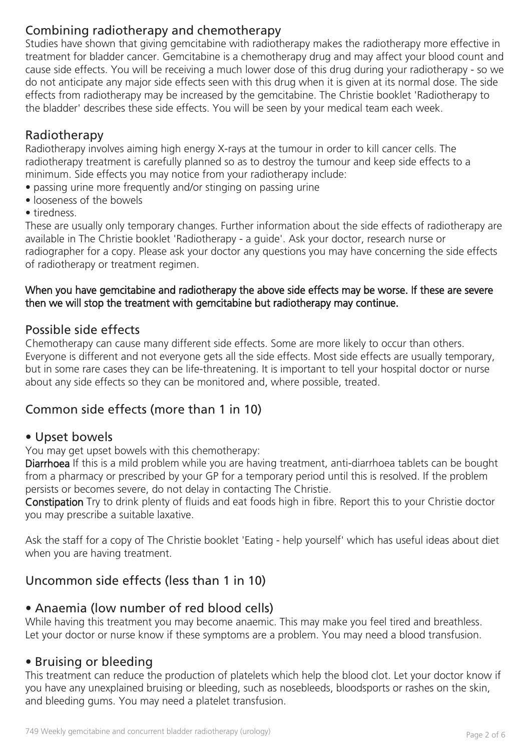## Combining radiotherapy and chemotherapy

Studies have shown that giving gemcitabine with radiotherapy makes the radiotherapy more effective in treatment for bladder cancer. Gemcitabine is a chemotherapy drug and may affect your blood count and cause side effects. You will be receiving a much lower dose of this drug during your radiotherapy - so we do not anticipate any major side effects seen with this drug when it is given at its normal dose. The side effects from radiotherapy may be increased by the gemcitabine. The Christie booklet 'Radiotherapy to the bladder' describes these side effects. You will be seen by your medical team each week.

## Radiotherapy

Radiotherapy involves aiming high energy X-rays at the tumour in order to kill cancer cells. The radiotherapy treatment is carefully planned so as to destroy the tumour and keep side effects to a minimum. Side effects you may notice from your radiotherapy include:

- passing urine more frequently and/or stinging on passing urine
- looseness of the bowels
- tiredness.

These are usually only temporary changes. Further information about the side effects of radiotherapy are available in The Christie booklet 'Radiotherapy - a guide'. Ask your doctor, research nurse or radiographer for a copy. Please ask your doctor any questions you may have concerning the side effects of radiotherapy or treatment regimen.

**When you have gemcitabine and radiotherapy the above side effects may be worse. If these are severe then we will stop the treatment with gemcitabine but radiotherapy may continue.**

## Possible side effects

Chemotherapy can cause many different side effects. Some are more likely to occur than others. Everyone is different and not everyone gets all the side effects. Most side effects are usually temporary, but in some rare cases they can be life-threatening. It is important to tell your hospital doctor or nurse about any side effects so they can be monitored and, where possible, treated.

## Common side effects (more than 1 in 10)

### • Upset bowels

You may get upset bowels with this chemotherapy:

**Diarrhoea** If this is a mild problem while you are having treatment, anti-diarrhoea tablets can be bought from a pharmacy or prescribed by your GP for a temporary period until this is resolved. If the problem persists or becomes severe, do not delay in contacting The Christie.

**Constipation** Try to drink plenty of fluids and eat foods high in fibre. Report this to your Christie doctor you may prescribe a suitable laxative.

Ask the staff for a copy of The Christie booklet 'Eating - help yourself' which has useful ideas about diet when you are having treatment.

## Uncommon side effects (less than 1 in 10)

### • Anaemia (low number of red blood cells)

While having this treatment you may become anaemic. This may make you feel tired and breathless. Let your doctor or nurse know if these symptoms are a problem. You may need a blood transfusion.

### • Bruising or bleeding

This treatment can reduce the production of platelets which help the blood clot. Let your doctor know if you have any unexplained bruising or bleeding, such as nosebleeds, bloodsports or rashes on the skin, and bleeding gums. You may need a platelet transfusion.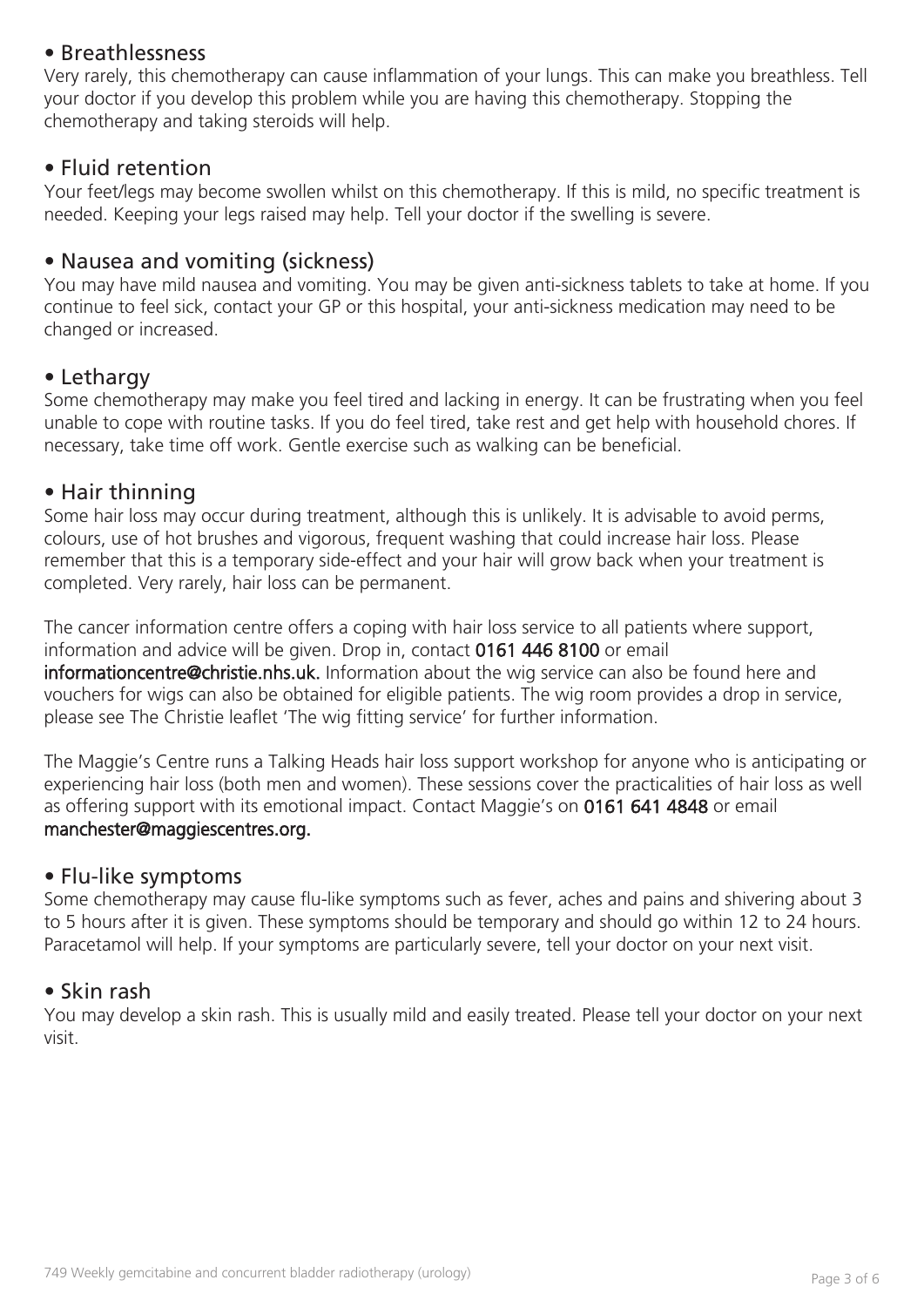### • Breathlessness

Very rarely, this chemotherapy can cause inflammation of your lungs. This can make you breathless. Tell your doctor if you develop this problem while you are having this chemotherapy. Stopping the chemotherapy and taking steroids will help.

### • Fluid retention

Your feet/legs may become swollen whilst on this chemotherapy. If this is mild, no specific treatment is needed. Keeping your legs raised may help. Tell your doctor if the swelling is severe.

### • Nausea and vomiting (sickness)

You may have mild nausea and vomiting. You may be given anti-sickness tablets to take at home. If you continue to feel sick, contact your GP or this hospital, your anti-sickness medication may need to be changed or increased.

### • Lethargy

Some chemotherapy may make you feel tired and lacking in energy. It can be frustrating when you feel unable to cope with routine tasks. If you do feel tired, take rest and get help with household chores. If necessary, take time off work. Gentle exercise such as walking can be beneficial.

### • Hair thinning

Some hair loss may occur during treatment, although this is unlikely. It is advisable to avoid perms, colours, use of hot brushes and vigorous, frequent washing that could increase hair loss. Please remember that this is a temporary side-effect and your hair will grow back when your treatment is completed. Very rarely, hair loss can be permanent.

The cancer information centre offers a coping with hair loss service to all patients where support, information and advice will be given. Drop in, contact **0161 446 8100** or email **informationcentre@christie.nhs.uk.** Information about the wig service can also be found here and vouchers for wigs can also be obtained for eligible patients. The wig room provides a drop in service, please see The Christie leaflet 'The wig fitting service' for further information.

The Maggie's Centre runs a Talking Heads hair loss support workshop for anyone who is anticipating or experiencing hair loss (both men and women). These sessions cover the practicalities of hair loss as well as offering support with its emotional impact. Contact Maggie's on **0161 641 4848** or email **manchester@maggiescentres.org.**

### • Flu-like symptoms

Some chemotherapy may cause flu-like symptoms such as fever, aches and pains and shivering about 3 to 5 hours after it is given. These symptoms should be temporary and should go within 12 to 24 hours. Paracetamol will help. If your symptoms are particularly severe, tell your doctor on your next visit.

### • Skin rash

You may develop a skin rash. This is usually mild and easily treated. Please tell your doctor on your next visit.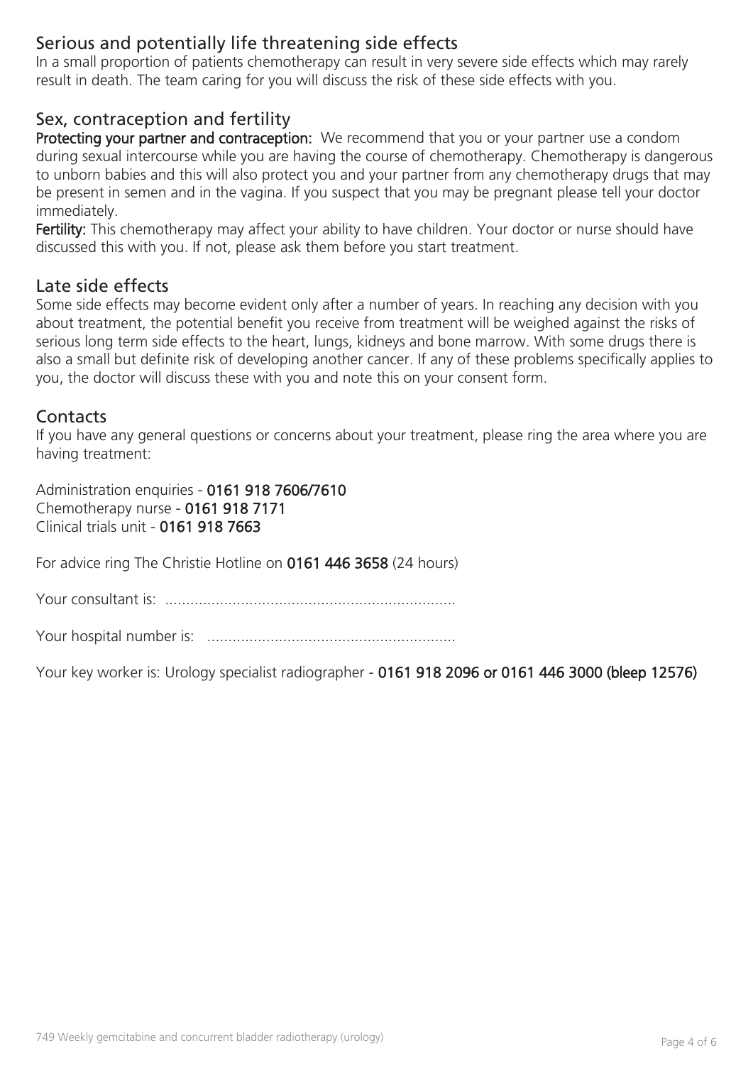## Serious and potentially life threatening side effects

In a small proportion of patients chemotherapy can result in very severe side effects which may rarely result in death. The team caring for you will discuss the risk of these side effects with you.

## Sex, contraception and fertility

**Protecting your partner and contraception:** We recommend that you or your partner use a condom during sexual intercourse while you are having the course of chemotherapy. Chemotherapy is dangerous to unborn babies and this will also protect you and your partner from any chemotherapy drugs that may be present in semen and in the vagina. If you suspect that you may be pregnant please tell your doctor immediately.

**Fertility:** This chemotherapy may affect your ability to have children. Your doctor or nurse should have discussed this with you. If not, please ask them before you start treatment.

## Late side effects

Some side effects may become evident only after a number of years. In reaching any decision with you about treatment, the potential benefit you receive from treatment will be weighed against the risks of serious long term side effects to the heart, lungs, kidneys and bone marrow. With some drugs there is also a small but definite risk of developing another cancer. If any of these problems specifically applies to you, the doctor will discuss these with you and note this on your consent form.

## Contacts

If you have any general questions or concerns about your treatment, please ring the area where you are having treatment:

Administration enquiries - **0161 918 7606/7610**
Chemotherapy nurse - **0161 918 7171**
Clinical trials unit - **0161 918 7663**

For advice ring The Christie Hotline on **0161 446 3658** (24 hours)

Your consultant is: ....................................................................

Your hospital number is: ..........................................................

Your key worker is: Urology specialist radiographer - **0161 918 2096 or 0161 446 3000 (bleep 12576)**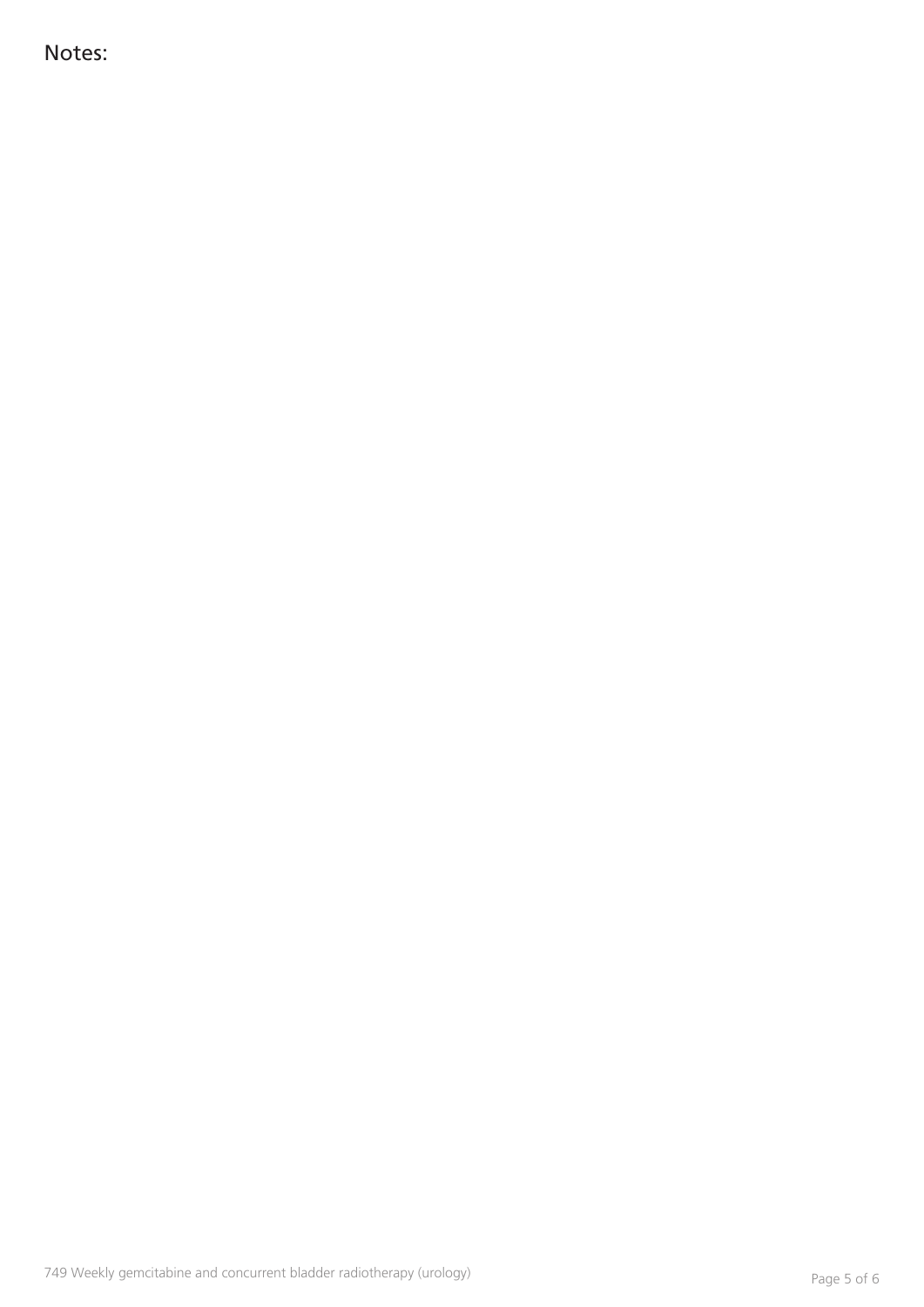Notes: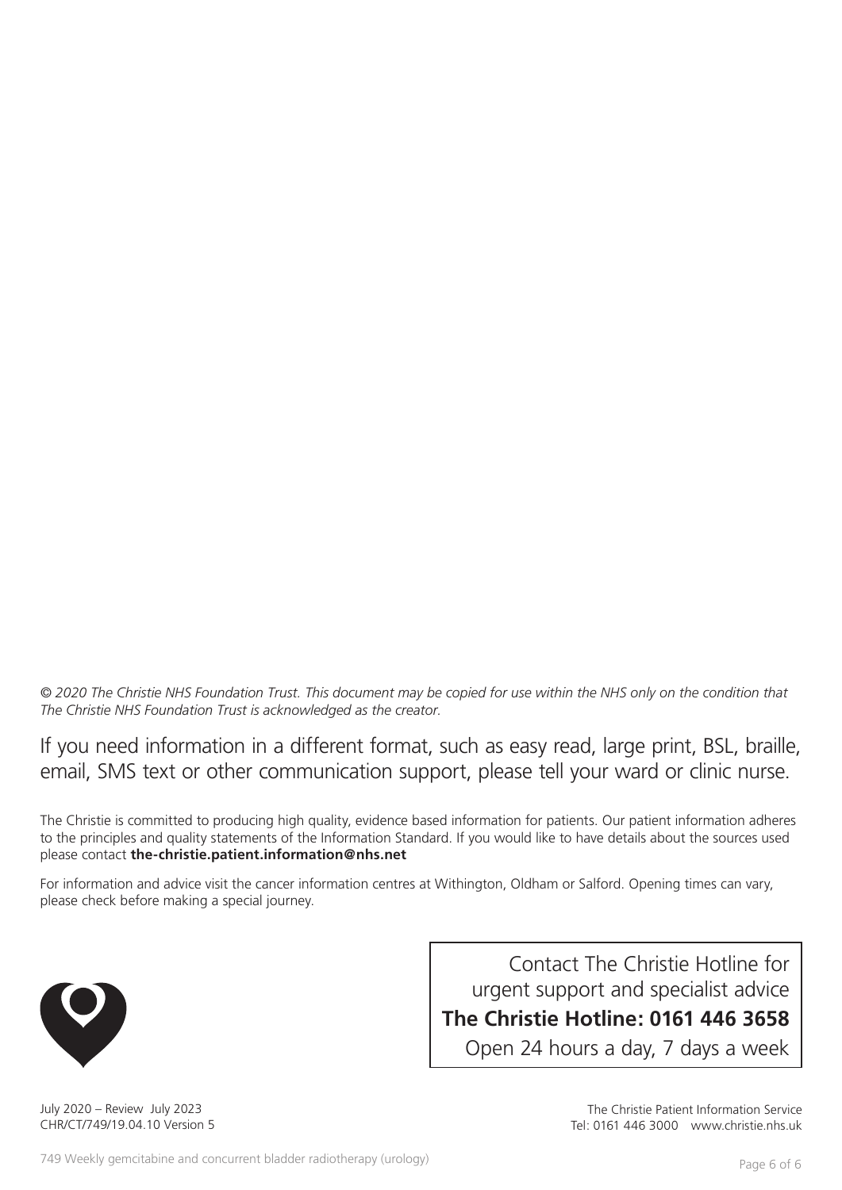*© 2020 The Christie NHS Foundation Trust. This document may be copied for use within the NHS only on the condition that The Christie NHS Foundation Trust is acknowledged as the creator.*

If you need information in a different format, such as easy read, large print, BSL, braille, email, SMS text or other communication support, please tell your ward or clinic nurse.

The Christie is committed to producing high quality, evidence based information for patients. Our patient information adheres to the principles and quality statements of the Information Standard. If you would like to have details about the sources used please contact **the-christie.patient.information@nhs.net**

For information and advice visit the cancer information centres at Withington, Oldham or Salford. Opening times can vary, please check before making a special journey.

Contact The Christie Hotline for urgent support and specialist advice

**The Christie Hotline: 0161 446 3658**

Open 24 hours a day, 7 days a week

July 2020 – Review July 2023
CHR/CT/749/19.04.10 Version 5

The Christie Patient Information Service
Tel: 0161 446 3000 www.christie.nhs.uk

749 Weekly gemcitabine and concurrent bladder radiotherapy (urology)